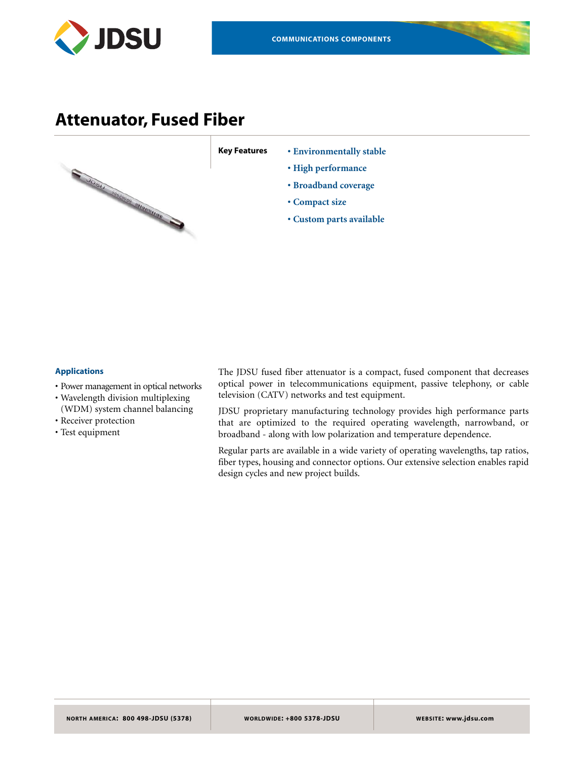# Attenuator, Fused Fiber

**Key Features**

- **Environmentally stable**
- **High performance**
- **Broadband coverage**
- **Compact size**
- **Custom parts available**

### Applications

- Power management in optical networks
- Wavelength division multiplexing (WDM) system channel balancing
- Receiver protection
- Test equipment

The JDSU fused fiber attenuator is a compact, fused component that decreases optical power in telecommunications equipment, passive telephony, or cable television (CATV) networks and test equipment.

JDSU proprietary manufacturing technology provides high performance parts that are optimized to the required operating wavelength, narrowband, or broadband - along with low polarization and temperature dependence.

Regular parts are available in a wide variety of operating wavelengths, tap ratios, fiber types, housing and connector options. Our extensive selection enables rapid design cycles and new project builds.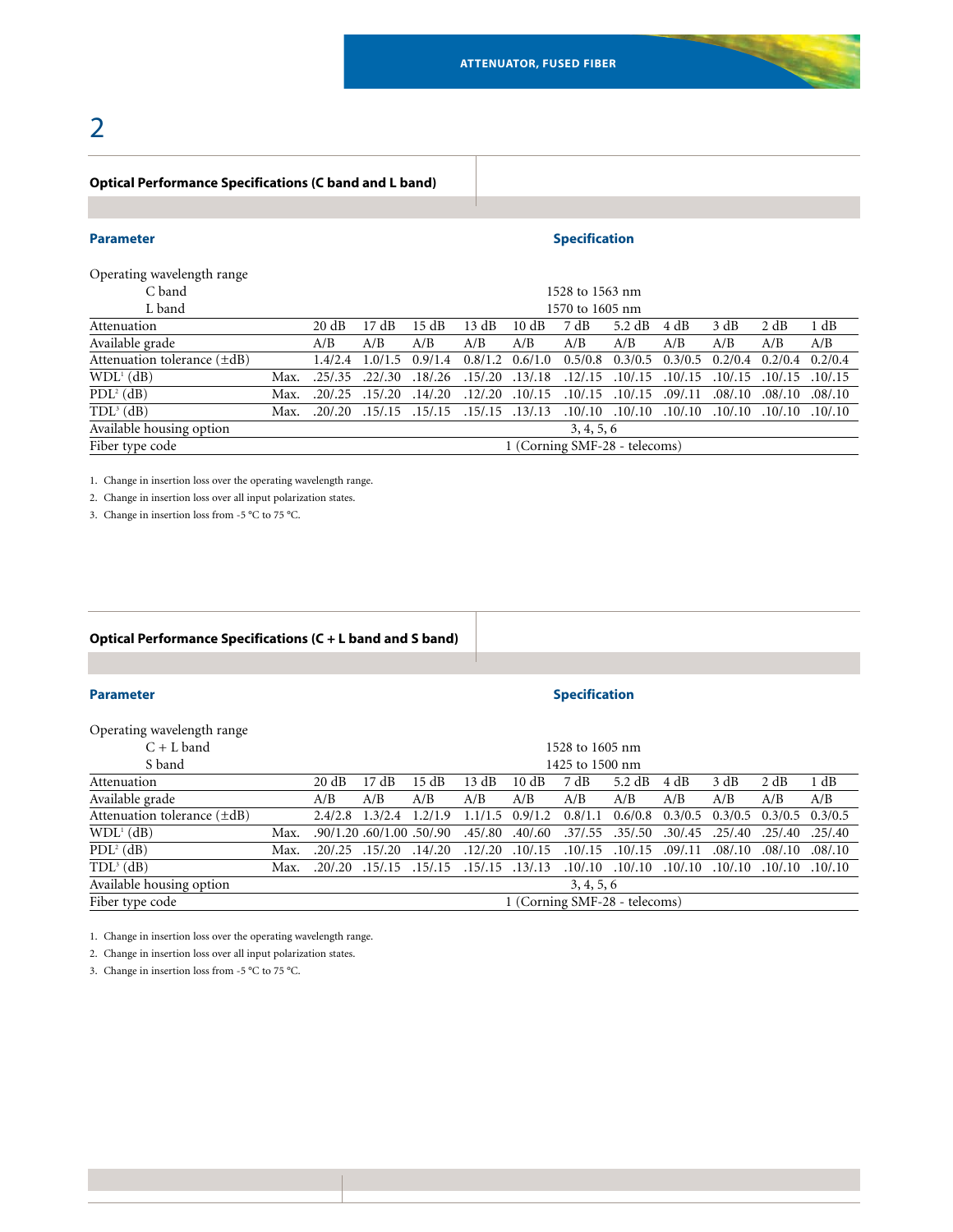## Optical Performance Specifications (C band and L band)

| Parameter | | Specification | | | | | | | | | | |
|---|---|---|---|---|---|---|---|---|---|---|---|---|
| Operating wavelength range | | | | | | | | | | | | |
| C band | | 1528 to 1563 nm | | | | | | | | | | |
| L band | | 1570 to 1605 nm | | | | | | | | | | |
| Attenuation | | 20 dB | 17 dB | 15 dB | 13 dB | 10 dB | 7 dB | 5.2 dB | 4 dB | 3 dB | 2 dB | 1 dB |
| Available grade | | A/B | A/B | A/B | A/B | A/B | A/B | A/B | A/B | A/B | A/B | A/B |
| Attenuation tolerance (±dB) | | 1.4/2.4 | 1.0/1.5 | 0.9/1.4 | 0.8/1.2 | 0.6/1.0 | 0.5/0.8 | 0.3/0.5 | 0.3/0.5 | 0.2/0.4 | 0.2/0.4 | 0.2/0.4 |
| WDL[1] (dB) | Max. | .25/.35 | .22/.30 | .18/.26 | .15/.20 | .13/.18 | .12/.15 | .10/.15 | .10/.15 | .10/.15 | .10/.15 | .10/.15 |
| PDL[2] (dB) | Max. | .20/.25 | .15/.20 | .14/.20 | .12/.20 | .10/.15 | .10/.15 | .10/.15 | .09/.11 | .08/.10 | .08/.10 | .08/.10 |
| TDL[3] (dB) | Max. | .20/.20 | .15/.15 | .15/.15 | .15/.15 | .13/.13 | .10/.10 | .10/.10 | .10/.10 | .10/.10 | .10/.10 | .10/.10 |
| Available housing option | | 3, 4, 5, 6 | | | | | | | | | | |
| Fiber type code | | 1 (Corning SMF-28 - telecoms) | | | | | | | | | | |

1. Change in insertion loss over the operating wavelength range.
2. Change in insertion loss over all input polarization states.
3. Change in insertion loss from -5 °C to 75 °C.

## Optical Performance Specifications (C + L band and S band)

| Parameter | | Specification | | | | | | | | | | |
|---|---|---|---|---|---|---|---|---|---|---|---|---|
| Operating wavelength range | | | | | | | | | | | | |
| C + L band | | 1528 to 1605 nm | | | | | | | | | | |
| S band | | 1425 to 1500 nm | | | | | | | | | | |
| Attenuation | | 20 dB | 17 dB | 15 dB | 13 dB | 10 dB | 7 dB | 5.2 dB | 4 dB | 3 dB | 2 dB | 1 dB |
| Available grade | | A/B | A/B | A/B | A/B | A/B | A/B | A/B | A/B | A/B | A/B | A/B |
| Attenuation tolerance (±dB) | | 2.4/2.8 | 1.3/2.4 | 1.2/1.9 | 1.1/1.5 | 0.9/1.2 | 0.8/1.1 | 0.6/0.8 | 0.3/0.5 | 0.3/0.5 | 0.3/0.5 | 0.3/0.5 |
| WDL[1] (dB) | Max. | .90/1.20 | .60/1.00 | .50/.90 | .45/.80 | .40/.60 | .37/.55 | .35/.50 | .30/.45 | .25/.40 | .25/.40 | .25/.40 |
| PDL[2] (dB) | Max. | .20/.25 | .15/.20 | .14/.20 | .12/.20 | .10/.15 | .10/.15 | .10/.15 | .09/.11 | .08/.10 | .08/.10 | .08/.10 |
| TDL[3] (dB) | Max. | .20/.20 | .15/.15 | .15/.15 | .15/.15 | .13/.13 | .10/.10 | .10/.10 | .10/.10 | .10/.10 | .10/.10 | .10/.10 |
| Available housing option | | 3, 4, 5, 6 | | | | | | | | | | |
| Fiber type code | | 1 (Corning SMF-28 - telecoms) | | | | | | | | | | |

1. Change in insertion loss over the operating wavelength range.
2. Change in insertion loss over all input polarization states.
3. Change in insertion loss from -5 °C to 75 °C.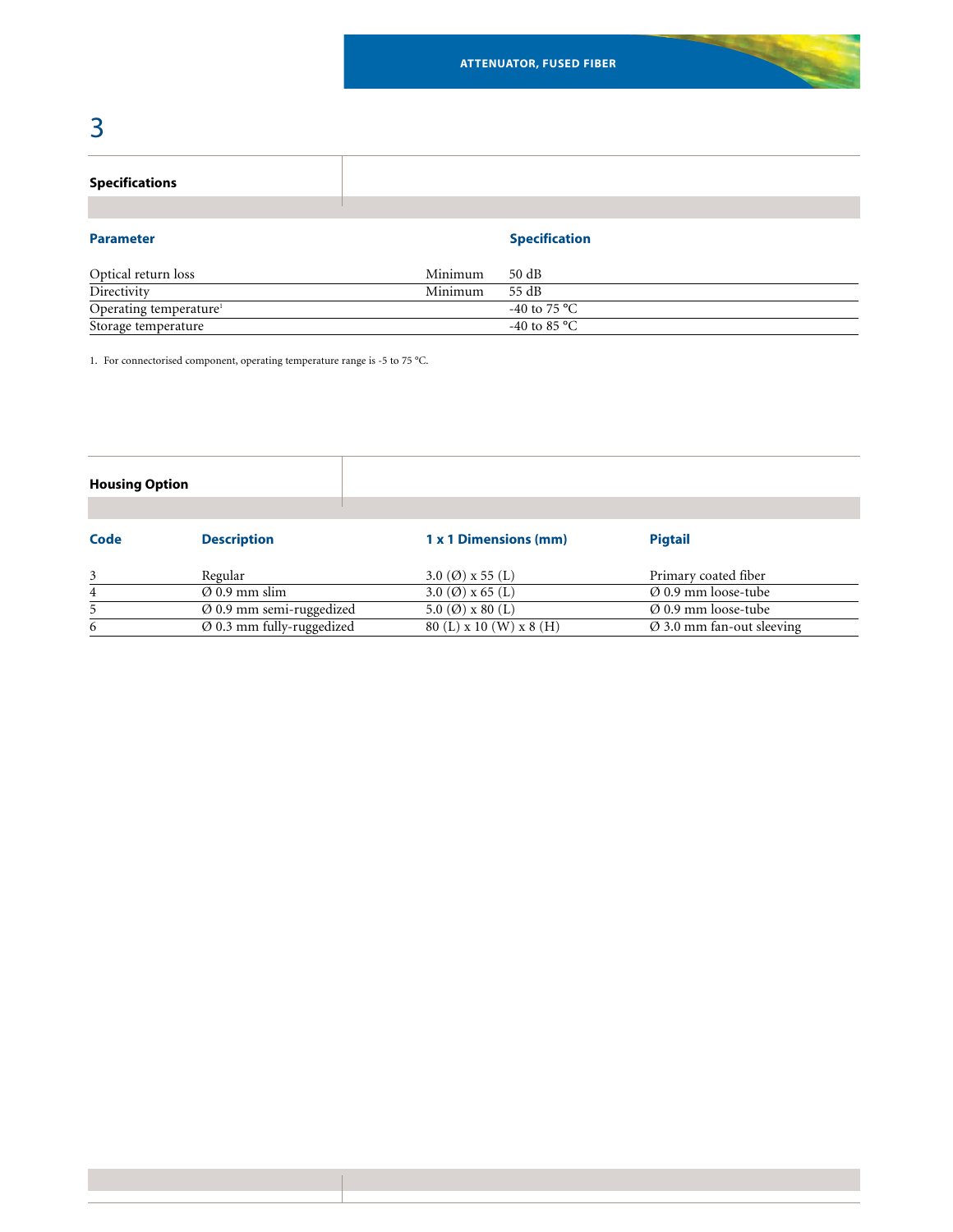## Specifications

| Parameter | | Specification |
|---|---|---|
| Optical return loss | Minimum | 50 dB |
| Directivity | Minimum | 55 dB |
| Operating temperature[1] | | -40 to 75 °C |
| Storage temperature | | -40 to 85 °C |

1. For connectorised component, operating temperature range is -5 to 75 °C.

## Housing Option

| Code | Description | 1 x 1 Dimensions (mm) | Pigtail |
|---|---|---|---|
| 3 | Regular | 3.0 (Ø) x 55 (L) | Primary coated fiber |
| 4 | Ø 0.9 mm slim | 3.0 (Ø) x 65 (L) | Ø 0.9 mm loose-tube |
| 5 | Ø 0.9 mm semi-ruggedized | 5.0 (Ø) x 80 (L) | Ø 0.9 mm loose-tube |
| 6 | Ø 0.3 mm fully-ruggedized | 80 (L) x 10 (W) x 8 (H) | Ø 3.0 mm fan-out sleeving |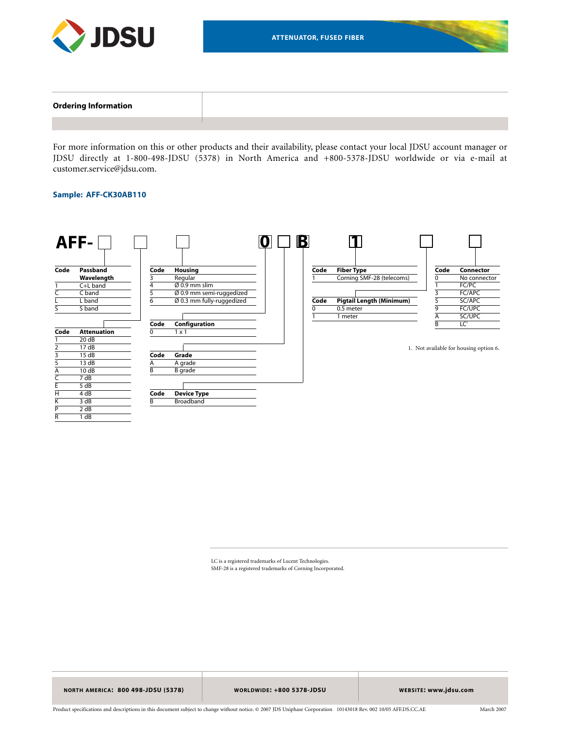## Ordering Information

For more information on this or other products and their availability, please contact your local JDSU account manager or JDSU directly at 1-800-498-JDSU (5378) in North America and +800-5378-JDSU worldwide or via e-mail at customer.service@jdsu.com.

**Sample: AFF-CK30AB110**

**AFF- ☐ ☐ ☐ 0 ☐ B 1 ☐ ☐**

| Code | Passband Wavelength |
|---|---|
| 1 | C+L band |
| C | C band |
| L | L band |
| S | S band |

| Code | Attenuation |
|---|---|
| 1 | 20 dB |
| 2 | 17 dB |
| 3 | 15 dB |
| 5 | 13 dB |
| A | 10 dB |
| C | 7 dB |
| E | 5 dB |
| H | 4 dB |
| K | 3 dB |
| P | 2 dB |
| R | 1 dB |

| Code | Housing |
|---|---|
| 3 | Regular |
| 4 | Ø 0.9 mm slim |
| 5 | Ø 0.9 mm semi-ruggedized |
| 6 | Ø 0.3 mm fully-ruggedized |

| Code | Configuration |
|---|---|
| 0 | 1 x 1 |

| Code | Grade |
|---|---|
| A | A grade |
| B | B grade |

| Code | Device Type |
|---|---|
| B | Broadband |

| Code | Fiber Type |
|---|---|
| 1 | Corning SMF-28 (telecoms) |

| Code | Pigtail Length (Minimum) |
|---|---|
| 0 | 0.5 meter |
| 1 | 1 meter |

| Code | Connector |
|---|---|
| 0 | No connector |
| 1 | FC/PC |
| 3 | FC/APC |
| 5 | SC/APC |
| 9 | FC/UPC |
| A | SC/UPC |
| B | LC[1] |

1. Not available for housing option 6.

LC is a registered trademarks of Lucent Technologies.
SMF-28 is a registered trademarks of Corning Incorporated.

**NORTH AMERICA: 800 498-JDSU (5378)** | **WORLDWIDE: +800 5378-JDSU** | **WEBSITE: www.jdsu.com**

Product specifications and descriptions in this document subject to change without notice. © 2007 JDS Uniphase Corporation 10143018 Rev. 002 10/05 AFF.DS.CC.AE March 2007